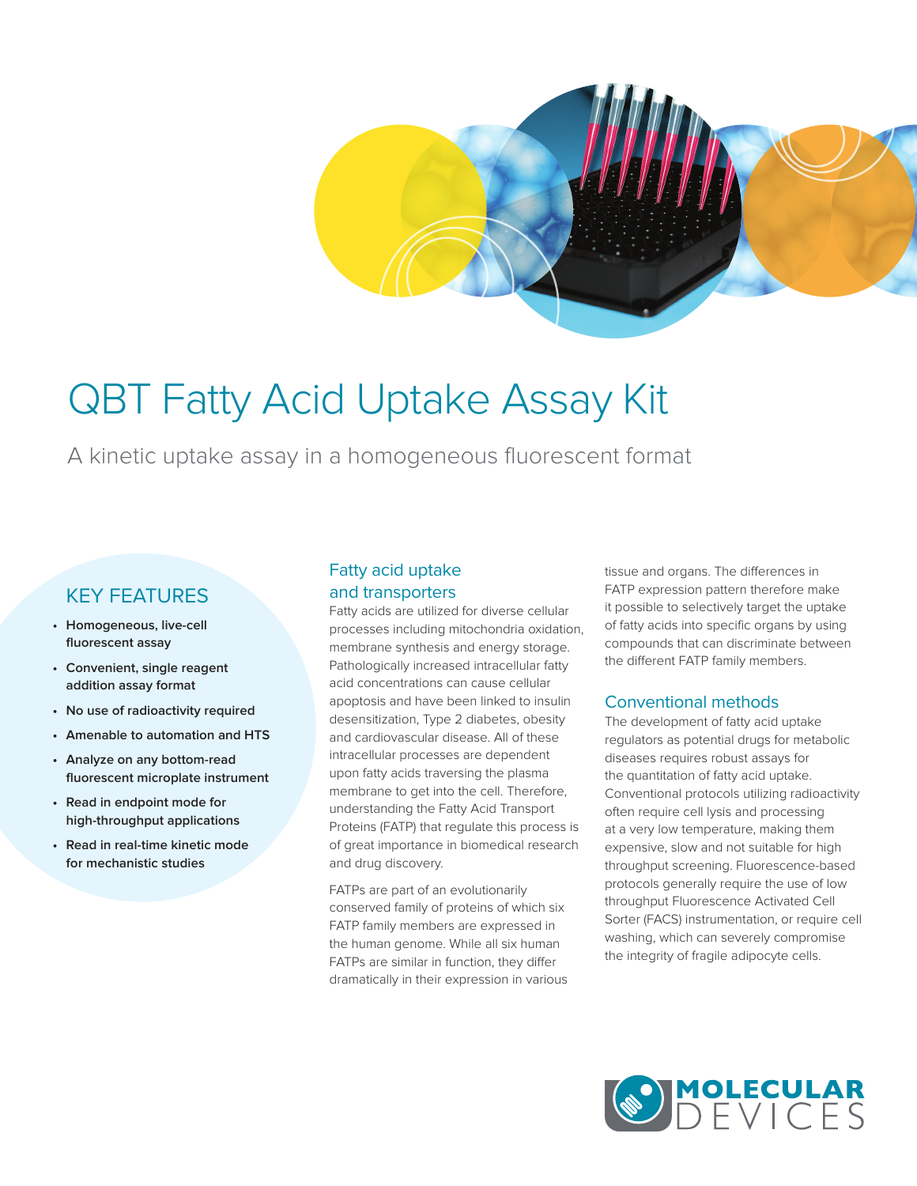# QBT Fatty Acid Uptake Assay Kit

A kinetic uptake assay in a homogeneous fluorescent format

## KEY FEATURES

- **Homogeneous, live-cell fluorescent assay**
- **Convenient, single reagent addition assay format**
- **No use of radioactivity required**
- **Amenable to automation and HTS**
- **Analyze on any bottom-read fluorescent microplate instrument**
- **Read in endpoint mode for high-throughput applications**
- **Read in real-time kinetic mode for mechanistic studies**

## Fatty acid uptake and transporters

Fatty acids are utilized for diverse cellular processes including mitochondria oxidation, membrane synthesis and energy storage. Pathologically increased intracellular fatty acid concentrations can cause cellular apoptosis and have been linked to insulin desensitization, Type 2 diabetes, obesity and cardiovascular disease. All of these intracellular processes are dependent upon fatty acids traversing the plasma membrane to get into the cell. Therefore, understanding the Fatty Acid Transport Proteins (FATP) that regulate this process is of great importance in biomedical research and drug discovery.

FATPs are part of an evolutionarily conserved family of proteins of which six FATP family members are expressed in the human genome. While all six human FATPs are similar in function, they differ dramatically in their expression in various tissue and organs. The differences in FATP expression pattern therefore make it possible to selectively target the uptake of fatty acids into specific organs by using compounds that can discriminate between the different FATP family members.

## Conventional methods

The development of fatty acid uptake regulators as potential drugs for metabolic diseases requires robust assays for the quantitation of fatty acid uptake. Conventional protocols utilizing radioactivity often require cell lysis and processing at a very low temperature, making them expensive, slow and not suitable for high throughput screening. Fluorescence-based protocols generally require the use of low throughput Fluorescence Activated Cell Sorter (FACS) instrumentation, or require cell washing, which can severely compromise the integrity of fragile adipocyte cells.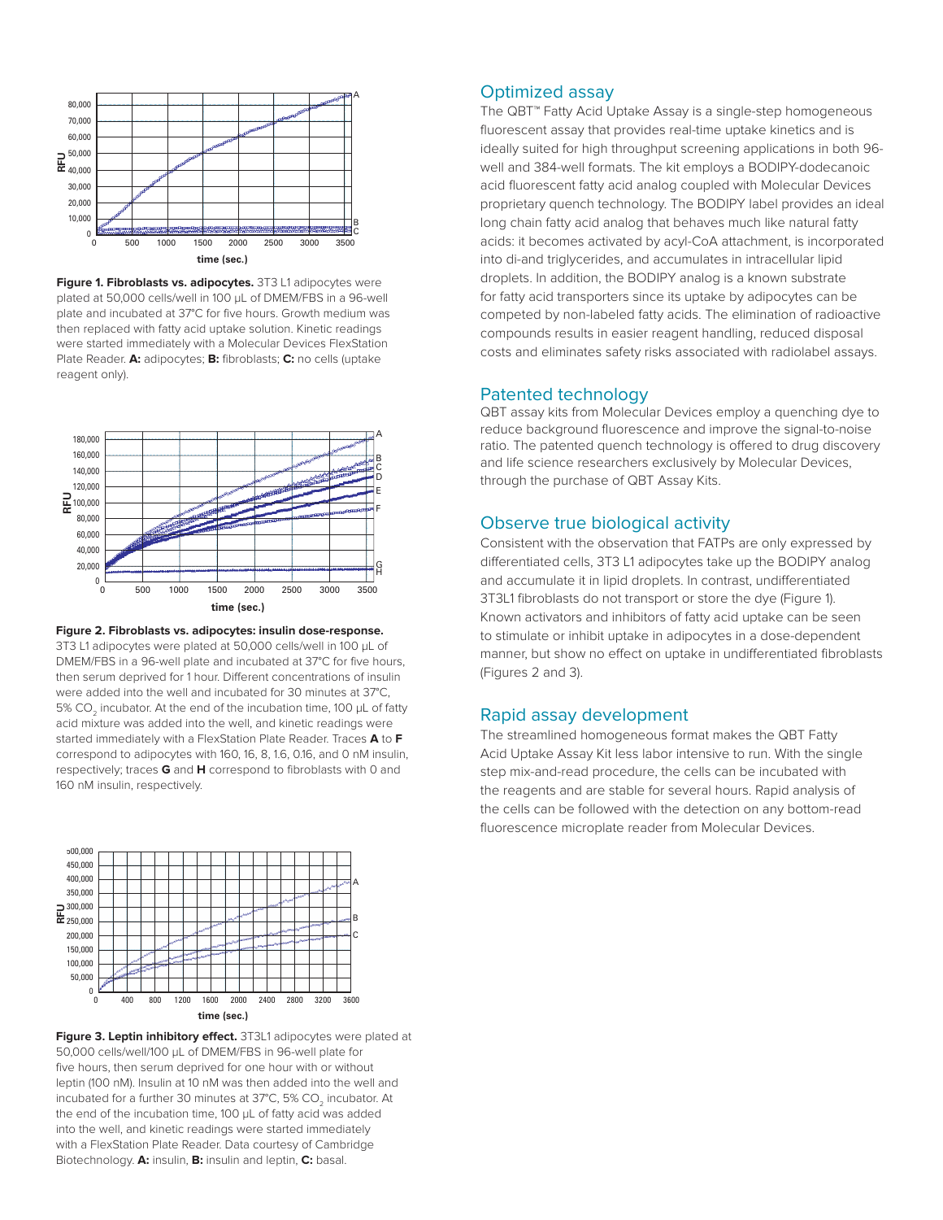**Figure 1. Fibroblasts vs. adipocytes.** 3T3 L1 adipocytes were plated at 50,000 cells/well in 100 µL of DMEM/FBS in a 96-well plate and incubated at 37°C for five hours. Growth medium was then replaced with fatty acid uptake solution. Kinetic readings were started immediately with a Molecular Devices FlexStation Plate Reader. **A:** adipocytes; **B:** fibroblasts; **C:** no cells (uptake reagent only).

**Figure 2. Fibroblasts vs. adipocytes: insulin dose-response.** 3T3 L1 adipocytes were plated at 50,000 cells/well in 100 µL of DMEM/FBS in a 96-well plate and incubated at 37°C for five hours, then serum deprived for 1 hour. Different concentrations of insulin were added into the well and incubated for 30 minutes at 37°C, 5% $CO_2$ incubator. At the end of the incubation time, 100 µL of fatty acid mixture was added into the well, and kinetic readings were started immediately with a FlexStation Plate Reader. Traces **A** to **F** correspond to adipocytes with 160, 16, 8, 1.6, 0.16, and 0 nM insulin, respectively; traces **G** and **H** correspond to fibroblasts with 0 and 160 nM insulin, respectively.

**Figure 3. Leptin inhibitory effect.** 3T3L1 adipocytes were plated at 50,000 cells/well/100 µL of DMEM/FBS in 96-well plate for five hours, then serum deprived for one hour with or without leptin (100 nM). Insulin at 10 nM was then added into the well and incubated for a further 30 minutes at 37°C, 5% $CO_2$ incubator. At the end of the incubation time, 100 µL of fatty acid was added into the well, and kinetic readings were started immediately with a FlexStation Plate Reader. Data courtesy of Cambridge Biotechnology. **A:** insulin, **B:** insulin and leptin, **C:** basal.

## Optimized assay

The QBT™ Fatty Acid Uptake Assay is a single-step homogeneous fluorescent assay that provides real-time uptake kinetics and is ideally suited for high throughput screening applications in both 96-well and 384-well formats. The kit employs a BODIPY-dodecanoic acid fluorescent fatty acid analog coupled with Molecular Devices proprietary quench technology. The BODIPY label provides an ideal long chain fatty acid analog that behaves much like natural fatty acids: it becomes activated by acyl-CoA attachment, is incorporated into di-and triglycerides, and accumulates in intracellular lipid droplets. In addition, the BODIPY analog is a known substrate for fatty acid transporters since its uptake by adipocytes can be competed by non-labeled fatty acids. The elimination of radioactive compounds results in easier reagent handling, reduced disposal costs and eliminates safety risks associated with radiolabel assays.

## Patented technology

QBT assay kits from Molecular Devices employ a quenching dye to reduce background fluorescence and improve the signal-to-noise ratio. The patented quench technology is offered to drug discovery and life science researchers exclusively by Molecular Devices, through the purchase of QBT Assay Kits.

## Observe true biological activity

Consistent with the observation that FATPs are only expressed by differentiated cells, 3T3 L1 adipocytes take up the BODIPY analog and accumulate it in lipid droplets. In contrast, undifferentiated 3T3L1 fibroblasts do not transport or store the dye (Figure 1). Known activators and inhibitors of fatty acid uptake can be seen to stimulate or inhibit uptake in adipocytes in a dose-dependent manner, but show no effect on uptake in undifferentiated fibroblasts (Figures 2 and 3).

## Rapid assay development

The streamlined homogeneous format makes the QBT Fatty Acid Uptake Assay Kit less labor intensive to run. With the single step mix-and-read procedure, the cells can be incubated with the reagents and are stable for several hours. Rapid analysis of the cells can be followed with the detection on any bottom-read fluorescence microplate reader from Molecular Devices.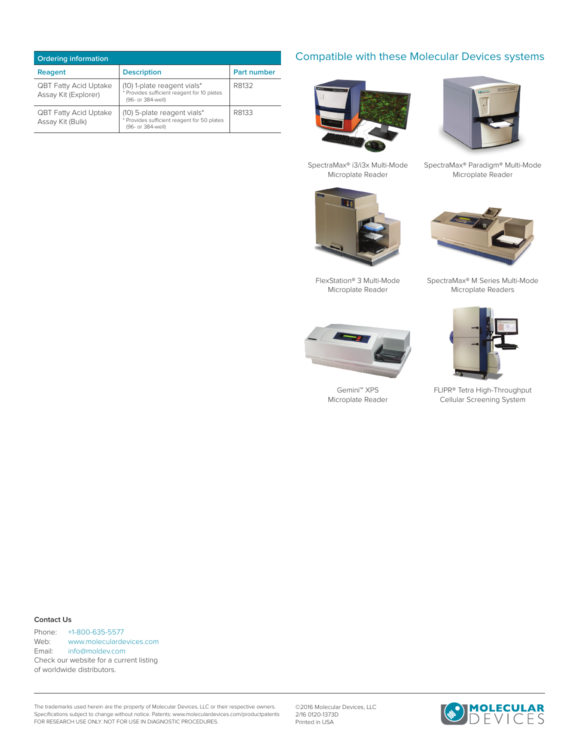## Ordering information

| Reagent | Description | Part number |
|---|---|---|
| QBT Fatty Acid Uptake Assay Kit (Explorer) | (10) 1-plate reagent vials* <br> * Provides sufficient reagent for 10 plates (96- or 384-well) | R8132 |
| QBT Fatty Acid Uptake Assay Kit (Bulk) | (10) 5-plate reagent vials* <br> * Provides sufficient reagent for 50 plates (96- or 384-well) | R8133 |

## Compatible with these Molecular Devices systems

SpectraMax® i3/i3x Multi-Mode Microplate Reader

SpectraMax® Paradigm® Multi-Mode Microplate Reader

FlexStation® 3 Multi-Mode Microplate Reader

SpectraMax® M Series Multi-Mode Microplate Readers

Gemini™ XPS Microplate Reader

FLIPR® Tetra High-Throughput Cellular Screening System

### Contact Us

Phone: +1-800-635-5577
Web: www.moleculardevices.com
Email: info@moldev.com
Check our website for a current listing of worldwide distributors.

The trademarks used herein are the property of Molecular Devices, LLC or their respective owners. Specifications subject to change without notice. Patents: www.moleculardevices.com/productpatents
FOR RESEARCH USE ONLY. NOT FOR USE IN DIAGNOSTIC PROCEDURES.

©2016 Molecular Devices, LLC
2/16 0120-1373D
Printed in USA

MOLECULAR DEVICES